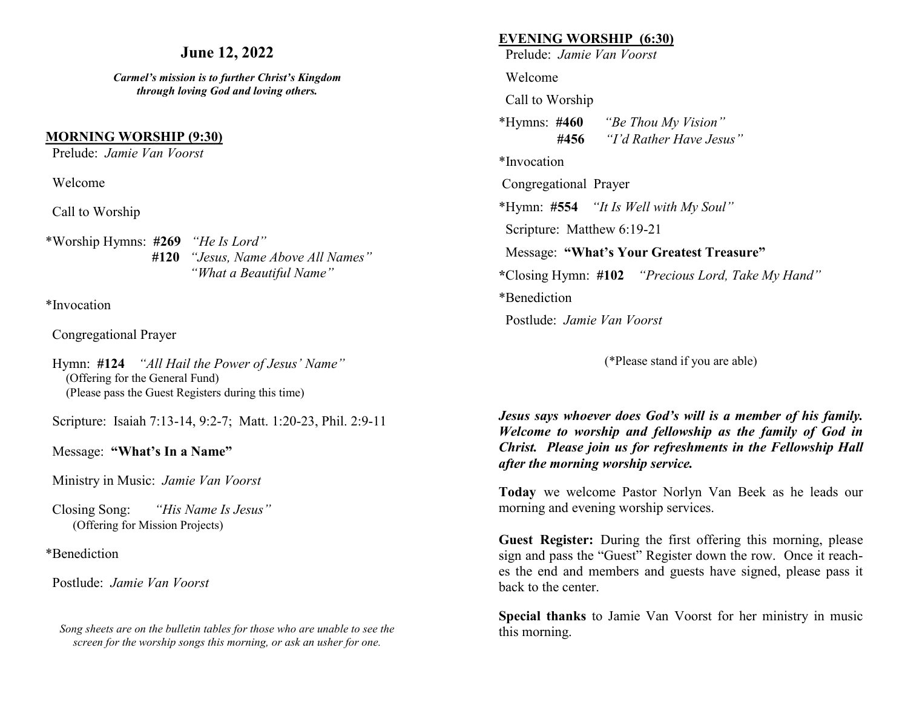## June 12, 2022

***Carmel's mission is to further Christ's Kingdom through loving God and loving others.***

### MORNING WORSHIP (9:30)

Prelude: *Jamie Van Voorst*

Welcome

Call to Worship

*Worship Hymns: **#269** *"He Is Lord"*
**#120** *"Jesus, Name Above All Names"*
*"What a Beautiful Name"*

*Invocation

Congregational Prayer

Hymn: **#124** *"All Hail the Power of Jesus' Name"*
(Offering for the General Fund)
(Please pass the Guest Registers during this time)

Scripture: Isaiah 7:13-14, 9:2-7; Matt. 1:20-23, Phil. 2:9-11

Message: **"What's In a Name"**

Ministry in Music: *Jamie Van Voorst*

Closing Song: *"His Name Is Jesus"*
(Offering for Mission Projects)

*Benediction

Postlude: *Jamie Van Voorst*

*Song sheets are on the bulletin tables for those who are unable to see the screen for the worship songs this morning, or ask an usher for one.*

### EVENING WORSHIP (6:30)

Prelude: *Jamie Van Voorst*

Welcome

Call to Worship

*Hymns: **#460** *"Be Thou My Vision"*
**#456** *"I'd Rather Have Jesus"*

*Invocation

Congregational Prayer

*Hymn: **#554** *"It Is Well with My Soul"*

Scripture: Matthew 6:19-21

Message: **"What's Your Greatest Treasure"**

***Closing Hymn: **#102** *"Precious Lord, Take My Hand"*

*Benediction

Postlude: *Jamie Van Voorst*

(*Please stand if you are able)

***Jesus says whoever does God's will is a member of his family. Welcome to worship and fellowship as the family of God in Christ. Please join us for refreshments in the Fellowship Hall after the morning worship service.***

**Today** we welcome Pastor Norlyn Van Beek as he leads our morning and evening worship services.

**Guest Register:** During the first offering this morning, please sign and pass the "Guest" Register down the row. Once it reaches the end and members and guests have signed, please pass it back to the center.

**Special thanks** to Jamie Van Voorst for her ministry in music this morning.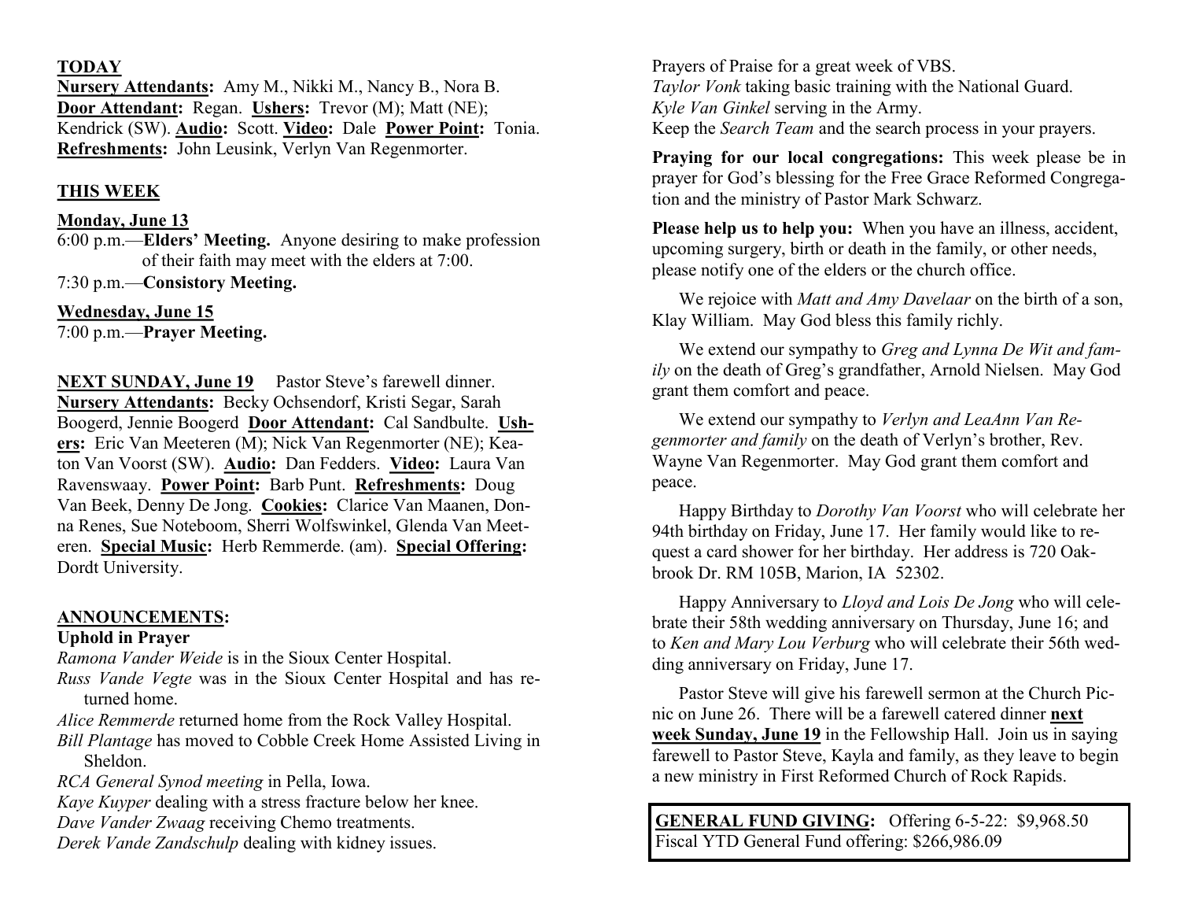**TODAY**

**Nursery Attendants:** Amy M., Nikki M., Nancy B., Nora B. **Door Attendant:** Regan. **Ushers:** Trevor (M); Matt (NE); Kendrick (SW). **Audio:** Scott. **Video:** Dale **Power Point:** Tonia. **Refreshments:** John Leusink, Verlyn Van Regenmorter.

**THIS WEEK**

**Monday, June 13**

6:00 p.m.—**Elders' Meeting.** Anyone desiring to make profession of their faith may meet with the elders at 7:00.

7:30 p.m.—**Consistory Meeting.**

**Wednesday, June 15**

7:00 p.m.—**Prayer Meeting.**

**NEXT SUNDAY, June 19** Pastor Steve's farewell dinner. **Nursery Attendants:** Becky Ochsendorf, Kristi Segar, Sarah Boogerd, Jennie Boogerd **Door Attendant:** Cal Sandbulte. **Ushers:** Eric Van Meeteren (M); Nick Van Regenmorter (NE); Keaton Van Voorst (SW). **Audio:** Dan Fedders. **Video:** Laura Van Ravenswaay. **Power Point:** Barb Punt. **Refreshments:** Doug Van Beek, Denny De Jong. **Cookies:** Clarice Van Maanen, Donna Renes, Sue Noteboom, Sherri Wolfswinkel, Glenda Van Meeteren. **Special Music:** Herb Remmerde. (am). **Special Offering:** Dordt University.

**ANNOUNCEMENTS:**

**Uphold in Prayer**

*Ramona Vander Weide* is in the Sioux Center Hospital.

*Russ Vande Vegte* was in the Sioux Center Hospital and has returned home.

*Alice Remmerde* returned home from the Rock Valley Hospital.

*Bill Plantage* has moved to Cobble Creek Home Assisted Living in Sheldon.

*RCA General Synod meeting* in Pella, Iowa.

*Kaye Kuyper* dealing with a stress fracture below her knee.

*Dave Vander Zwaag* receiving Chemo treatments.

*Derek Vande Zandschulp* dealing with kidney issues.

Prayers of Praise for a great week of VBS.

*Taylor Vonk* taking basic training with the National Guard.

*Kyle Van Ginkel* serving in the Army.

Keep the *Search Team* and the search process in your prayers.

**Praying for our local congregations:** This week please be in prayer for God's blessing for the Free Grace Reformed Congregation and the ministry of Pastor Mark Schwarz.

**Please help us to help you:** When you have an illness, accident, upcoming surgery, birth or death in the family, or other needs, please notify one of the elders or the church office.

We rejoice with *Matt and Amy Davelaar* on the birth of a son, Klay William. May God bless this family richly.

We extend our sympathy to *Greg and Lynna De Wit and family* on the death of Greg's grandfather, Arnold Nielsen. May God grant them comfort and peace.

We extend our sympathy to *Verlyn and LeaAnn Van Regenmorter and family* on the death of Verlyn's brother, Rev. Wayne Van Regenmorter. May God grant them comfort and peace.

Happy Birthday to *Dorothy Van Voorst* who will celebrate her 94th birthday on Friday, June 17. Her family would like to request a card shower for her birthday. Her address is 720 Oakbrook Dr. RM 105B, Marion, IA 52302.

Happy Anniversary to *Lloyd and Lois De Jong* who will celebrate their 58th wedding anniversary on Thursday, June 16; and to *Ken and Mary Lou Verburg* who will celebrate their 56th wedding anniversary on Friday, June 17.

Pastor Steve will give his farewell sermon at the Church Picnic on June 26. There will be a farewell catered dinner **next week Sunday, June 19** in the Fellowship Hall. Join us in saying farewell to Pastor Steve, Kayla and family, as they leave to begin a new ministry in First Reformed Church of Rock Rapids.

**GENERAL FUND GIVING:** Offering 6-5-22: $9,968.50
Fiscal YTD General Fund offering: $266,986.09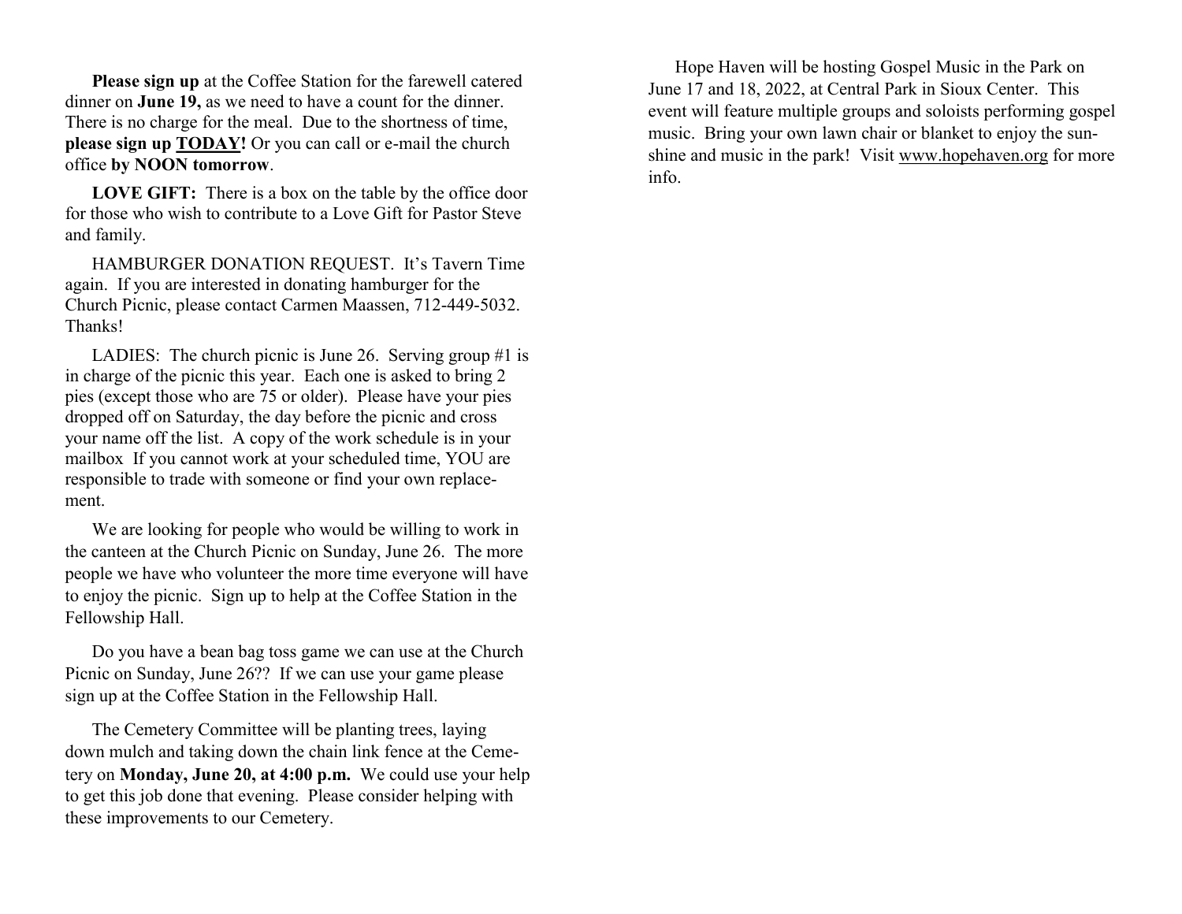**Please sign up** at the Coffee Station for the farewell catered dinner on **June 19,** as we need to have a count for the dinner. There is no charge for the meal. Due to the shortness of time, **please sign up <u>TODAY</u>!** Or you can call or e-mail the church office **by NOON tomorrow**.

**LOVE GIFT:** There is a box on the table by the office door for those who wish to contribute to a Love Gift for Pastor Steve and family.

HAMBURGER DONATION REQUEST. It's Tavern Time again. If you are interested in donating hamburger for the Church Picnic, please contact Carmen Maassen, 712-449-5032. Thanks!

LADIES: The church picnic is June 26. Serving group #1 is in charge of the picnic this year. Each one is asked to bring 2 pies (except those who are 75 or older). Please have your pies dropped off on Saturday, the day before the picnic and cross your name off the list. A copy of the work schedule is in your mailbox If you cannot work at your scheduled time, YOU are responsible to trade with someone or find your own replacement.

We are looking for people who would be willing to work in the canteen at the Church Picnic on Sunday, June 26. The more people we have who volunteer the more time everyone will have to enjoy the picnic. Sign up to help at the Coffee Station in the Fellowship Hall.

Do you have a bean bag toss game we can use at the Church Picnic on Sunday, June 26?? If we can use your game please sign up at the Coffee Station in the Fellowship Hall.

The Cemetery Committee will be planting trees, laying down mulch and taking down the chain link fence at the Cemetery on **Monday, June 20, at 4:00 p.m.** We could use your help to get this job done that evening. Please consider helping with these improvements to our Cemetery.

Hope Haven will be hosting Gospel Music in the Park on June 17 and 18, 2022, at Central Park in Sioux Center. This event will feature multiple groups and soloists performing gospel music. Bring your own lawn chair or blanket to enjoy the sunshine and music in the park! Visit <u>www.hopehaven.org</u> for more info.